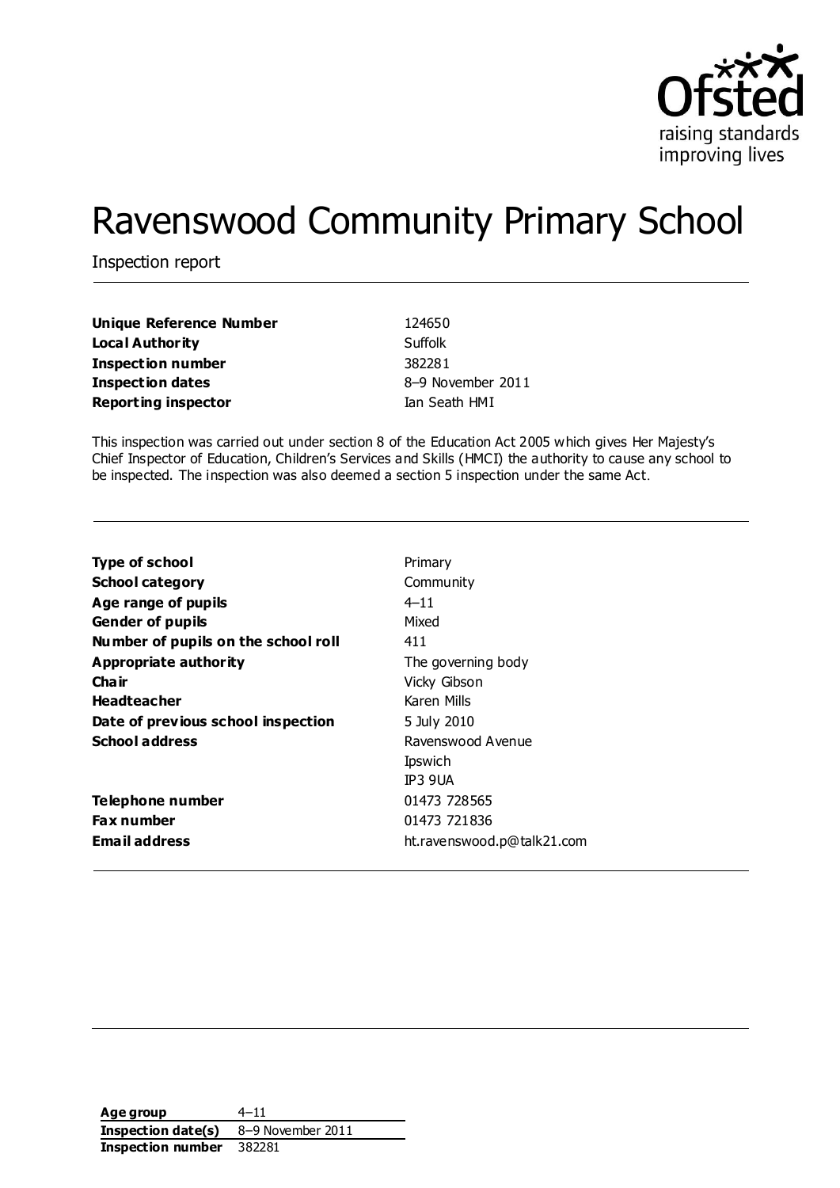# Ravenswood Community Primary School

Inspection report

| | |
|---|---|
| **Unique Reference Number** | 124650 |
| **Local Authority** | Suffolk |
| **Inspection number** | 382281 |
| **Inspection dates** | 8–9 November 2011 |
| **Reporting inspector** | Ian Seath HMI |

This inspection was carried out under section 8 of the Education Act 2005 which gives Her Majesty's Chief Inspector of Education, Children's Services and Skills (HMCI) the authority to cause any school to be inspected. The inspection was also deemed a section 5 inspection under the same Act.

| | |
|---|---|
| **Type of school** | Primary |
| **School category** | Community |
| **Age range of pupils** | 4–11 |
| **Gender of pupils** | Mixed |
| **Number of pupils on the school roll** | 411 |
| **Appropriate authority** | The governing body |
| **Chair** | Vicky Gibson |
| **Headteacher** | Karen Mills |
| **Date of previous school inspection** | 5 July 2010 |
| **School address** | Ravenswood Avenue<br>Ipswich<br>IP3 9UA |
| **Telephone number** | 01473 728565 |
| **Fax number** | 01473 721836 |
| **Email address** | ht.ravenswood.p@talk21.com |

| | |
|---|---|
| **Age group** | 4–11 |
| **Inspection date(s)** | 8–9 November 2011 |
| **Inspection number** | 382281 |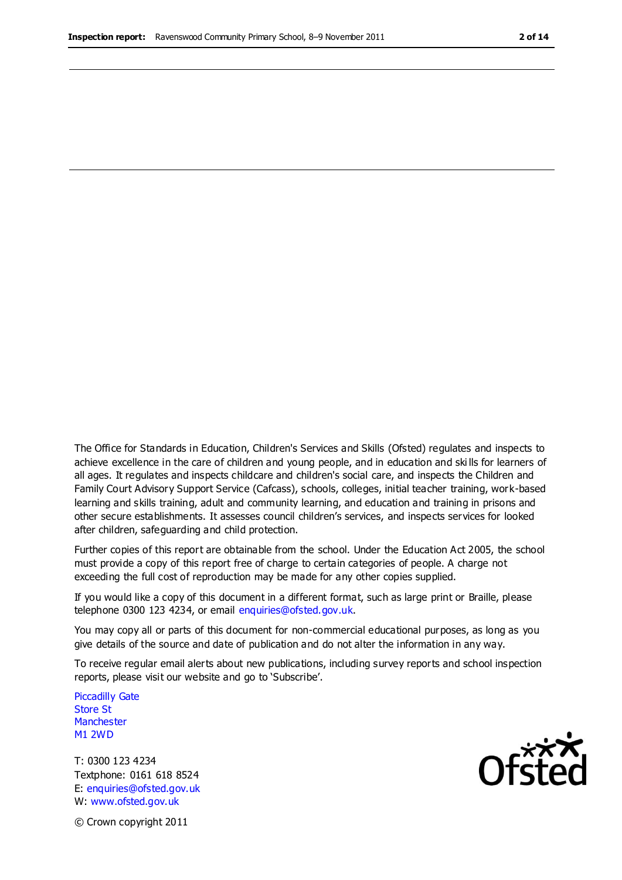The Office for Standards in Education, Children's Services and Skills (Ofsted) regulates and inspects to achieve excellence in the care of children and young people, and in education and skills for learners of all ages. It regulates and inspects childcare and children's social care, and inspects the Children and Family Court Advisory Support Service (Cafcass), schools, colleges, initial teacher training, work-based learning and skills training, adult and community learning, and education and training in prisons and other secure establishments. It assesses council children's services, and inspects services for looked after children, safeguarding and child protection.

Further copies of this report are obtainable from the school. Under the Education Act 2005, the school must provide a copy of this report free of charge to certain categories of people. A charge not exceeding the full cost of reproduction may be made for any other copies supplied.

If you would like a copy of this document in a different format, such as large print or Braille, please telephone 0300 123 4234, or email enquiries@ofsted.gov.uk.

You may copy all or parts of this document for non-commercial educational purposes, as long as you give details of the source and date of publication and do not alter the information in any way.

To receive regular email alerts about new publications, including survey reports and school inspection reports, please visit our website and go to 'Subscribe'.

Piccadilly Gate
Store St
Manchester
M1 2WD

T: 0300 123 4234
Textphone: 0161 618 8524
E: enquiries@ofsted.gov.uk
W: www.ofsted.gov.uk

Ofsted

© Crown copyright 2011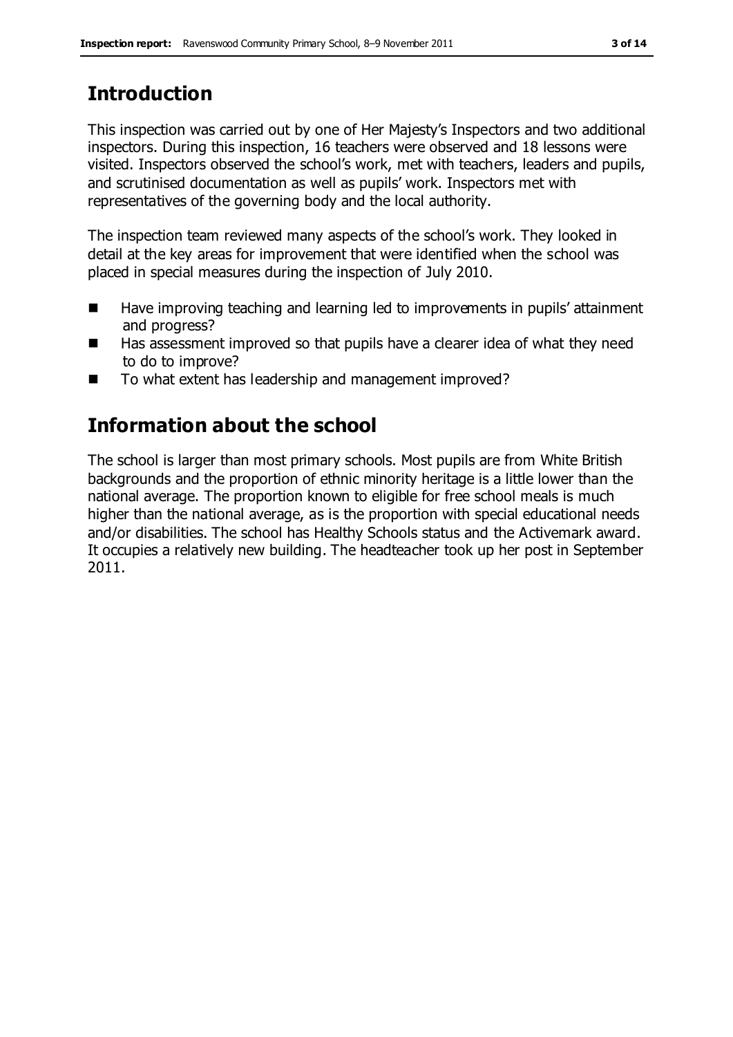## Introduction

This inspection was carried out by one of Her Majesty's Inspectors and two additional inspectors. During this inspection, 16 teachers were observed and 18 lessons were visited. Inspectors observed the school's work, met with teachers, leaders and pupils, and scrutinised documentation as well as pupils' work. Inspectors met with representatives of the governing body and the local authority.

The inspection team reviewed many aspects of the school's work. They looked in detail at the key areas for improvement that were identified when the school was placed in special measures during the inspection of July 2010.

- Have improving teaching and learning led to improvements in pupils' attainment and progress?
- Has assessment improved so that pupils have a clearer idea of what they need to do to improve?
- To what extent has leadership and management improved?

## Information about the school

The school is larger than most primary schools. Most pupils are from White British backgrounds and the proportion of ethnic minority heritage is a little lower than the national average. The proportion known to eligible for free school meals is much higher than the national average, as is the proportion with special educational needs and/or disabilities. The school has Healthy Schools status and the Activemark award. It occupies a relatively new building. The headteacher took up her post in September 2011.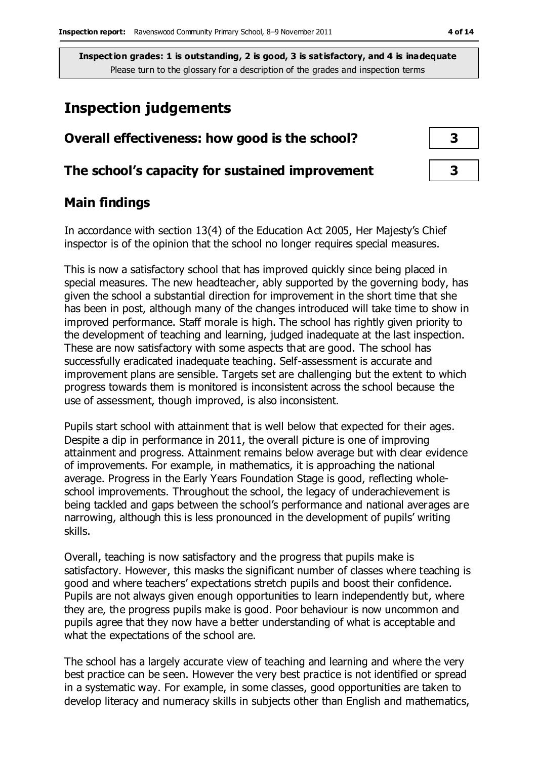**Inspection grades: 1 is outstanding, 2 is good, 3 is satisfactory, and 4 is inadequate**
Please turn to the glossary for a description of the grades and inspection terms

# Inspection judgements

| | |
|---|---|
| **Overall effectiveness: how good is the school?** | **3** |
| **The school's capacity for sustained improvement** | **3** |

## Main findings

In accordance with section 13(4) of the Education Act 2005, Her Majesty's Chief inspector is of the opinion that the school no longer requires special measures.

This is now a satisfactory school that has improved quickly since being placed in special measures. The new headteacher, ably supported by the governing body, has given the school a substantial direction for improvement in the short time that she has been in post, although many of the changes introduced will take time to show in improved performance. Staff morale is high. The school has rightly given priority to the development of teaching and learning, judged inadequate at the last inspection. These are now satisfactory with some aspects that are good. The school has successfully eradicated inadequate teaching. Self-assessment is accurate and improvement plans are sensible. Targets set are challenging but the extent to which progress towards them is monitored is inconsistent across the school because the use of assessment, though improved, is also inconsistent.

Pupils start school with attainment that is well below that expected for their ages. Despite a dip in performance in 2011, the overall picture is one of improving attainment and progress. Attainment remains below average but with clear evidence of improvements. For example, in mathematics, it is approaching the national average. Progress in the Early Years Foundation Stage is good, reflecting whole-school improvements. Throughout the school, the legacy of underachievement is being tackled and gaps between the school's performance and national averages are narrowing, although this is less pronounced in the development of pupils' writing skills.

Overall, teaching is now satisfactory and the progress that pupils make is satisfactory. However, this masks the significant number of classes where teaching is good and where teachers' expectations stretch pupils and boost their confidence. Pupils are not always given enough opportunities to learn independently but, where they are, the progress pupils make is good. Poor behaviour is now uncommon and pupils agree that they now have a better understanding of what is acceptable and what the expectations of the school are.

The school has a largely accurate view of teaching and learning and where the very best practice can be seen. However the very best practice is not identified or spread in a systematic way. For example, in some classes, good opportunities are taken to develop literacy and numeracy skills in subjects other than English and mathematics,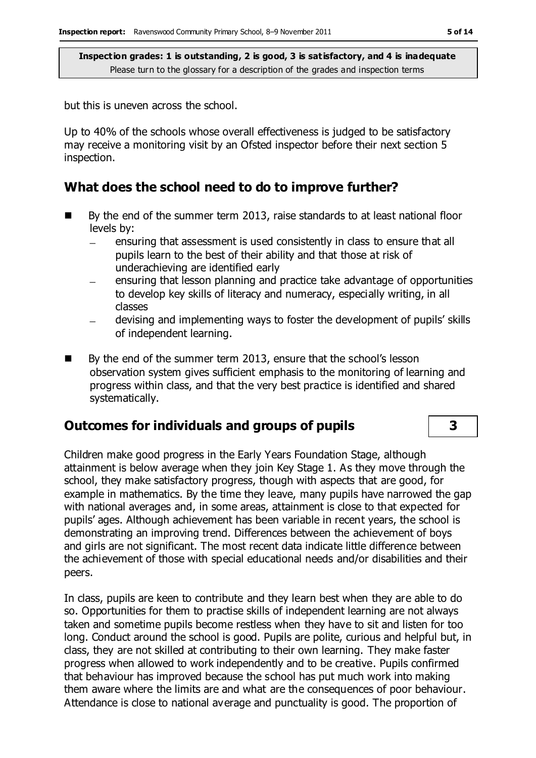but this is uneven across the school.

Up to 40% of the schools whose overall effectiveness is judged to be satisfactory may receive a monitoring visit by an Ofsted inspector before their next section 5 inspection.

## What does the school need to do to improve further?

- By the end of the summer term 2013, raise standards to at least national floor levels by:
  - ensuring that assessment is used consistently in class to ensure that all pupils learn to the best of their ability and that those at risk of underachieving are identified early
  - ensuring that lesson planning and practice take advantage of opportunities to develop key skills of literacy and numeracy, especially writing, in all classes
  - devising and implementing ways to foster the development of pupils' skills of independent learning.
- By the end of the summer term 2013, ensure that the school's lesson observation system gives sufficient emphasis to the monitoring of learning and progress within class, and that the very best practice is identified and shared systematically.

## Outcomes for individuals and groups of pupils — 3

Children make good progress in the Early Years Foundation Stage, although attainment is below average when they join Key Stage 1. As they move through the school, they make satisfactory progress, though with aspects that are good, for example in mathematics. By the time they leave, many pupils have narrowed the gap with national averages and, in some areas, attainment is close to that expected for pupils' ages. Although achievement has been variable in recent years, the school is demonstrating an improving trend. Differences between the achievement of boys and girls are not significant. The most recent data indicate little difference between the achievement of those with special educational needs and/or disabilities and their peers.

In class, pupils are keen to contribute and they learn best when they are able to do so. Opportunities for them to practise skills of independent learning are not always taken and sometime pupils become restless when they have to sit and listen for too long. Conduct around the school is good. Pupils are polite, curious and helpful but, in class, they are not skilled at contributing to their own learning. They make faster progress when allowed to work independently and to be creative. Pupils confirmed that behaviour has improved because the school has put much work into making them aware where the limits are and what are the consequences of poor behaviour. Attendance is close to national average and punctuality is good. The proportion of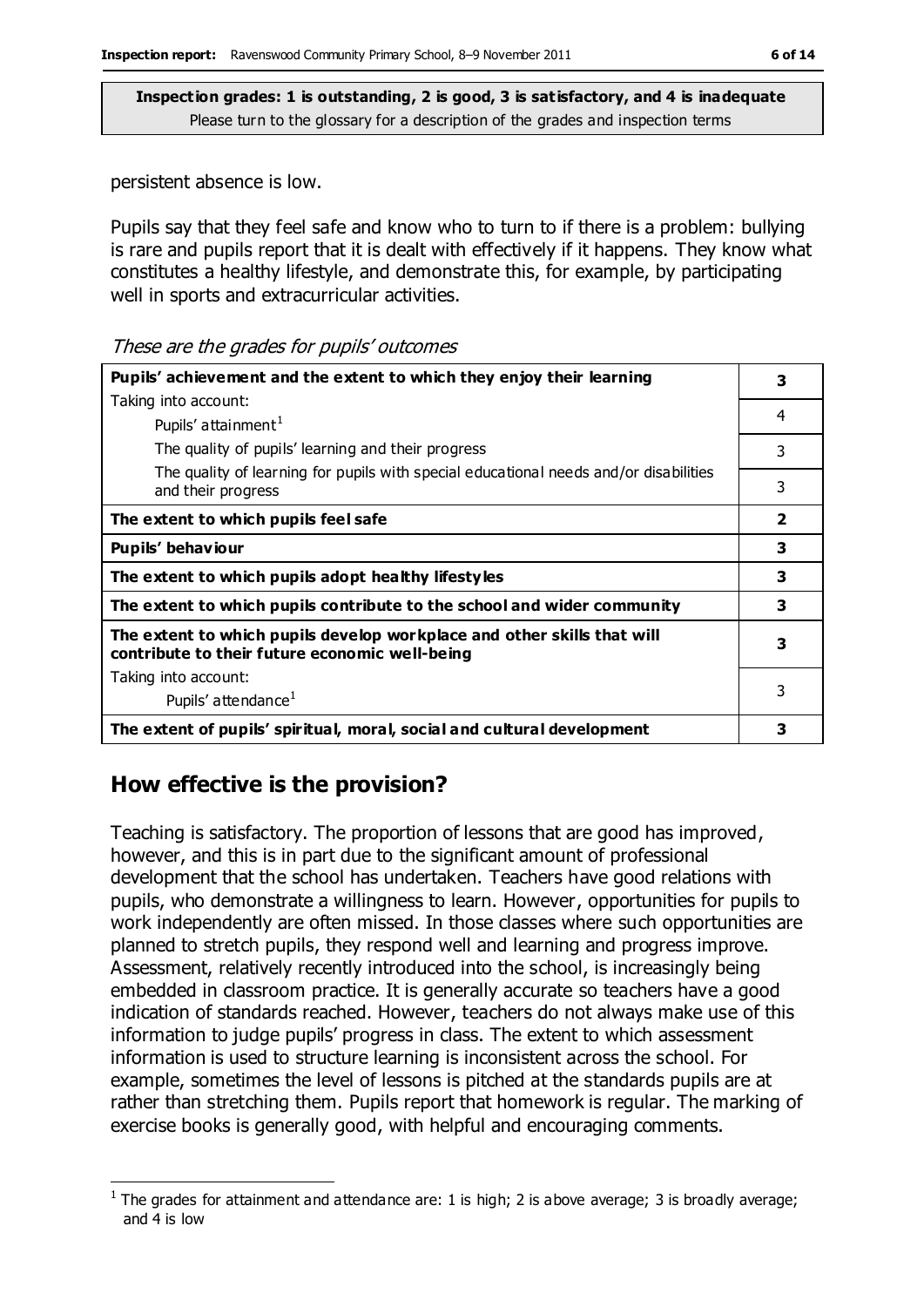**Inspection grades: 1 is outstanding, 2 is good, 3 is satisfactory, and 4 is inadequate**
Please turn to the glossary for a description of the grades and inspection terms

persistent absence is low.

Pupils say that they feel safe and know who to turn to if there is a problem: bullying is rare and pupils report that it is dealt with effectively if it happens. They know what constitutes a healthy lifestyle, and demonstrate this, for example, by participating well in sports and extracurricular activities.

*These are the grades for pupils' outcomes*

| | |
|---|---|
| **Pupils' achievement and the extent to which they enjoy their learning** | **3** |
| Taking into account: Pupils' attainment[1] | 4 |
| The quality of pupils' learning and their progress | 3 |
| The quality of learning for pupils with special educational needs and/or disabilities and their progress | 3 |
| **The extent to which pupils feel safe** | **2** |
| **Pupils' behaviour** | **3** |
| **The extent to which pupils adopt healthy lifestyles** | **3** |
| **The extent to which pupils contribute to the school and wider community** | **3** |
| **The extent to which pupils develop workplace and other skills that will contribute to their future economic well-being** | **3** |
| Taking into account: Pupils' attendance[1] | 3 |
| **The extent of pupils' spiritual, moral, social and cultural development** | **3** |

## How effective is the provision?

Teaching is satisfactory. The proportion of lessons that are good has improved, however, and this is in part due to the significant amount of professional development that the school has undertaken. Teachers have good relations with pupils, who demonstrate a willingness to learn. However, opportunities for pupils to work independently are often missed. In those classes where such opportunities are planned to stretch pupils, they respond well and learning and progress improve. Assessment, relatively recently introduced into the school, is increasingly being embedded in classroom practice. It is generally accurate so teachers have a good indication of standards reached. However, teachers do not always make use of this information to judge pupils' progress in class. The extent to which assessment information is used to structure learning is inconsistent across the school. For example, sometimes the level of lessons is pitched at the standards pupils are at rather than stretching them. Pupils report that homework is regular. The marking of exercise books is generally good, with helpful and encouraging comments.

[1] The grades for attainment and attendance are: 1 is high; 2 is above average; 3 is broadly average; and 4 is low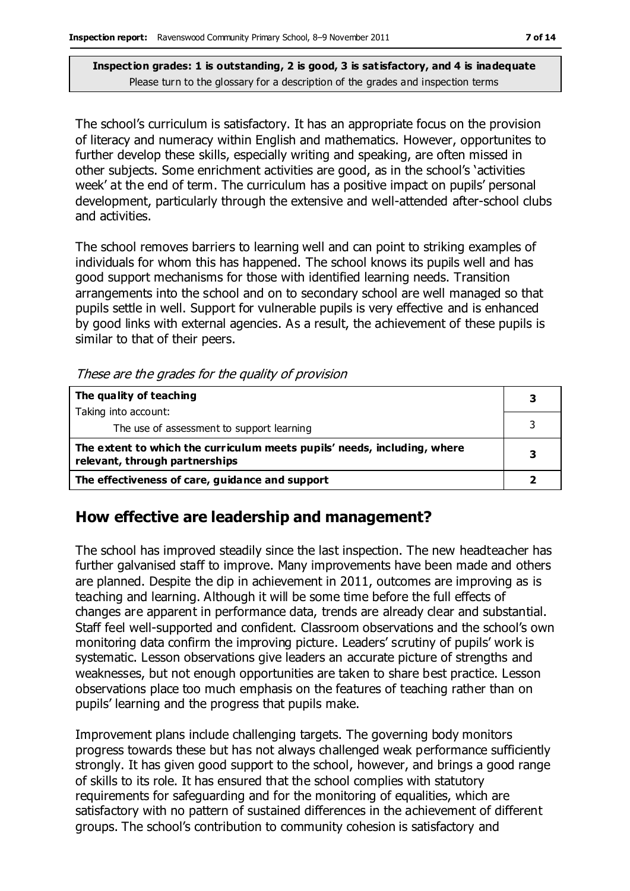**Inspection grades: 1 is outstanding, 2 is good, 3 is satisfactory, and 4 is inadequate**
Please turn to the glossary for a description of the grades and inspection terms

The school's curriculum is satisfactory. It has an appropriate focus on the provision of literacy and numeracy within English and mathematics. However, opportunites to further develop these skills, especially writing and speaking, are often missed in other subjects. Some enrichment activities are good, as in the school's 'activities week' at the end of term. The curriculum has a positive impact on pupils' personal development, particularly through the extensive and well-attended after-school clubs and activities.

The school removes barriers to learning well and can point to striking examples of individuals for whom this has happened. The school knows its pupils well and has good support mechanisms for those with identified learning needs. Transition arrangements into the school and on to secondary school are well managed so that pupils settle in well. Support for vulnerable pupils is very effective and is enhanced by good links with external agencies. As a result, the achievement of these pupils is similar to that of their peers.

*These are the grades for the quality of provision*

| | |
|---|---|
| **The quality of teaching** | **3** |
| Taking into account: The use of assessment to support learning | 3 |
| **The extent to which the curriculum meets pupils' needs, including, where relevant, through partnerships** | **3** |
| **The effectiveness of care, guidance and support** | **2** |

## How effective are leadership and management?

The school has improved steadily since the last inspection. The new headteacher has further galvanised staff to improve. Many improvements have been made and others are planned. Despite the dip in achievement in 2011, outcomes are improving as is teaching and learning. Although it will be some time before the full effects of changes are apparent in performance data, trends are already clear and substantial. Staff feel well-supported and confident. Classroom observations and the school's own monitoring data confirm the improving picture. Leaders' scrutiny of pupils' work is systematic. Lesson observations give leaders an accurate picture of strengths and weaknesses, but not enough opportunities are taken to share best practice. Lesson observations place too much emphasis on the features of teaching rather than on pupils' learning and the progress that pupils make.

Improvement plans include challenging targets. The governing body monitors progress towards these but has not always challenged weak performance sufficiently strongly. It has given good support to the school, however, and brings a good range of skills to its role. It has ensured that the school complies with statutory requirements for safeguarding and for the monitoring of equalities, which are satisfactory with no pattern of sustained differences in the achievement of different groups. The school's contribution to community cohesion is satisfactory and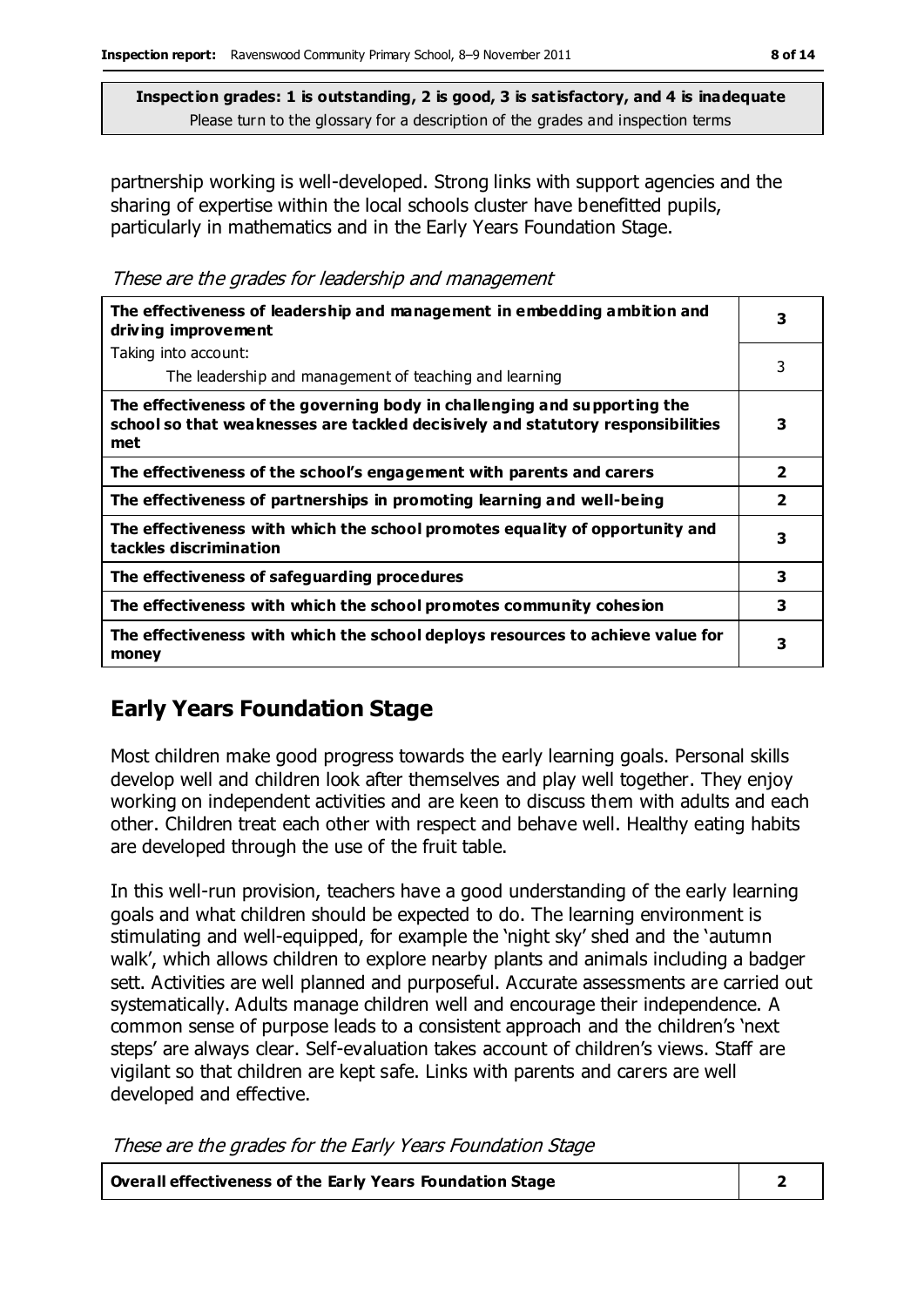**Inspection grades: 1 is outstanding, 2 is good, 3 is satisfactory, and 4 is inadequate**
Please turn to the glossary for a description of the grades and inspection terms

partnership working is well-developed. Strong links with support agencies and the sharing of expertise within the local schools cluster have benefitted pupils, particularly in mathematics and in the Early Years Foundation Stage.

*These are the grades for leadership and management*

| | |
|---|---|
| **The effectiveness of leadership and management in embedding ambition and driving improvement** | **3** |
| Taking into account:<br>The leadership and management of teaching and learning | 3 |
| **The effectiveness of the governing body in challenging and supporting the school so that weaknesses are tackled decisively and statutory responsibilities met** | **3** |
| **The effectiveness of the school's engagement with parents and carers** | **2** |
| **The effectiveness of partnerships in promoting learning and well-being** | **2** |
| **The effectiveness with which the school promotes equality of opportunity and tackles discrimination** | **3** |
| **The effectiveness of safeguarding procedures** | **3** |
| **The effectiveness with which the school promotes community cohesion** | **3** |
| **The effectiveness with which the school deploys resources to achieve value for money** | **3** |

## Early Years Foundation Stage

Most children make good progress towards the early learning goals. Personal skills develop well and children look after themselves and play well together. They enjoy working on independent activities and are keen to discuss them with adults and each other. Children treat each other with respect and behave well. Healthy eating habits are developed through the use of the fruit table.

In this well-run provision, teachers have a good understanding of the early learning goals and what children should be expected to do. The learning environment is stimulating and well-equipped, for example the 'night sky' shed and the 'autumn walk', which allows children to explore nearby plants and animals including a badger sett. Activities are well planned and purposeful. Accurate assessments are carried out systematically. Adults manage children well and encourage their independence. A common sense of purpose leads to a consistent approach and the children's 'next steps' are always clear. Self-evaluation takes account of children's views. Staff are vigilant so that children are kept safe. Links with parents and carers are well developed and effective.

*These are the grades for the Early Years Foundation Stage*

| | |
|---|---|
| **Overall effectiveness of the Early Years Foundation Stage** | **2** |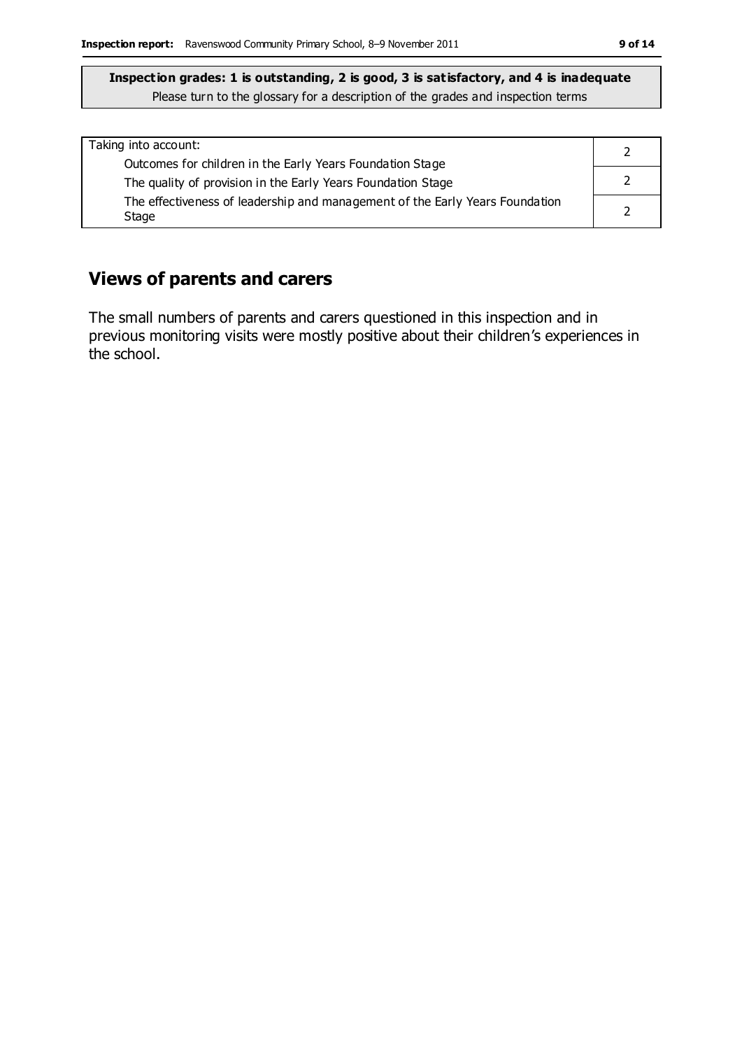**Inspection grades: 1 is outstanding, 2 is good, 3 is satisfactory, and 4 is inadequate**
Please turn to the glossary for a description of the grades and inspection terms

| Taking into account: | |
|---|---|
| Outcomes for children in the Early Years Foundation Stage | 2 |
| The quality of provision in the Early Years Foundation Stage | 2 |
| The effectiveness of leadership and management of the Early Years Foundation Stage | 2 |

## Views of parents and carers

The small numbers of parents and carers questioned in this inspection and in previous monitoring visits were mostly positive about their children's experiences in the school.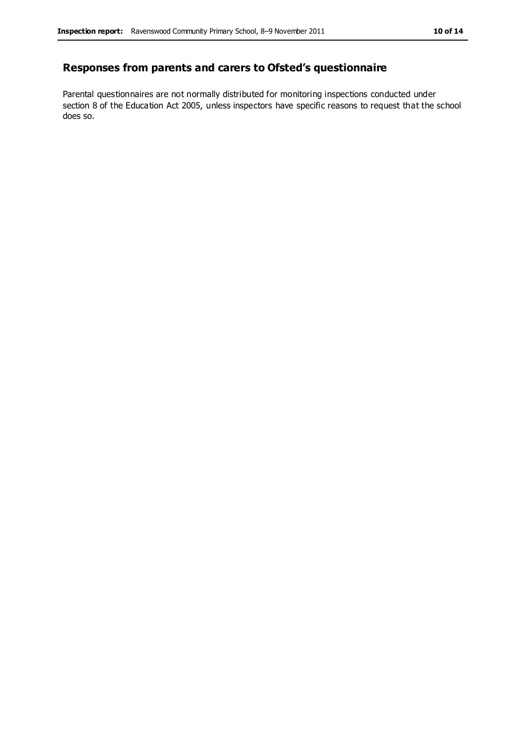## Responses from parents and carers to Ofsted's questionnaire

Parental questionnaires are not normally distributed for monitoring inspections conducted under section 8 of the Education Act 2005, unless inspectors have specific reasons to request that the school does so.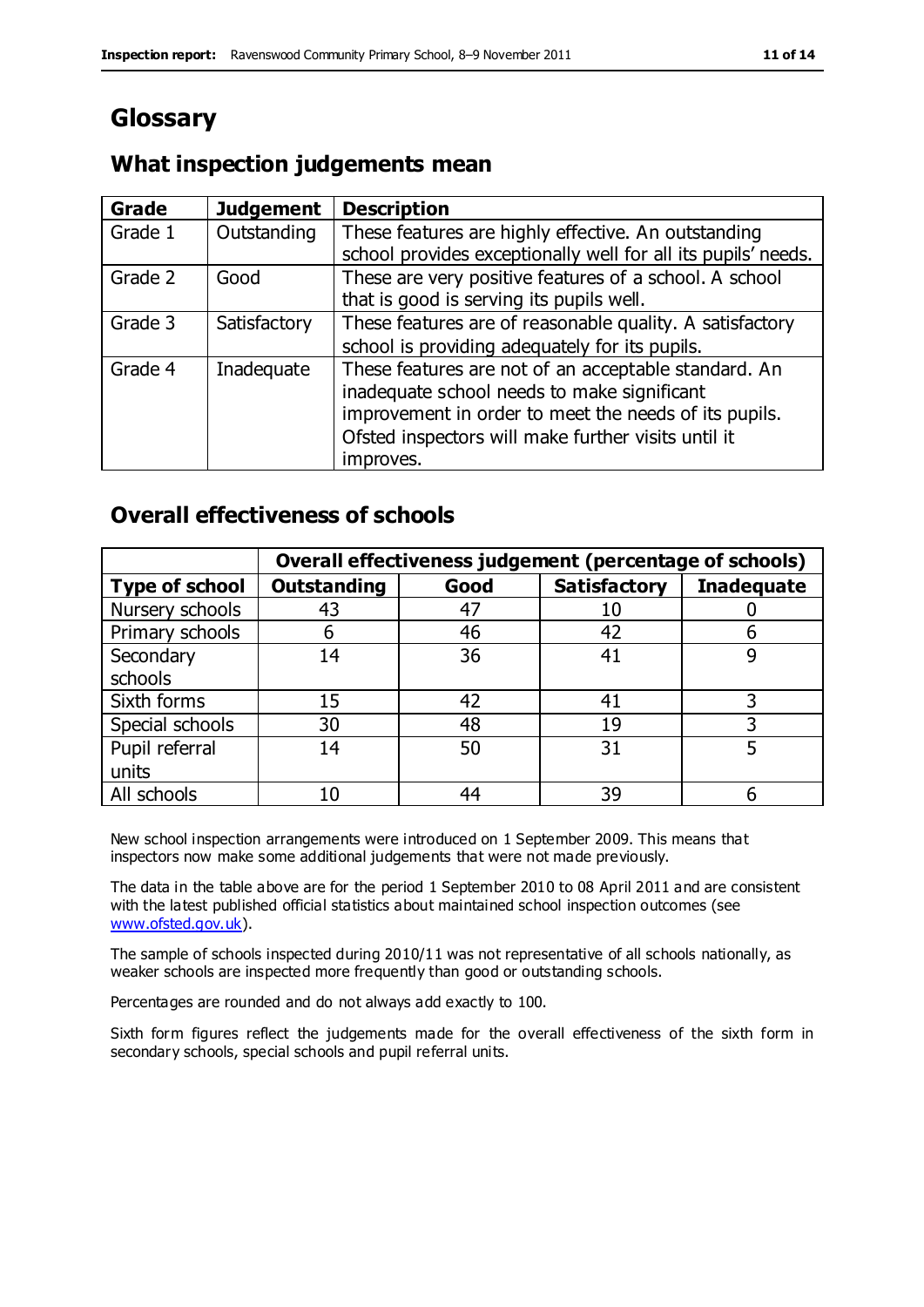# Glossary

## What inspection judgements mean

| Grade | Judgement | Description |
|---|---|---|
| Grade 1 | Outstanding | These features are highly effective. An outstanding school provides exceptionally well for all its pupils' needs. |
| Grade 2 | Good | These are very positive features of a school. A school that is good is serving its pupils well. |
| Grade 3 | Satisfactory | These features are of reasonable quality. A satisfactory school is providing adequately for its pupils. |
| Grade 4 | Inadequate | These features are not of an acceptable standard. An inadequate school needs to make significant improvement in order to meet the needs of its pupils. Ofsted inspectors will make further visits until it improves. |

## Overall effectiveness of schools

| | Overall effectiveness judgement (percentage of schools) | | | |
|---|---|---|---|---|
| **Type of school** | **Outstanding** | **Good** | **Satisfactory** | **Inadequate** |
| Nursery schools | 43 | 47 | 10 | 0 |
| Primary schools | 6 | 46 | 42 | 6 |
| Secondary schools | 14 | 36 | 41 | 9 |
| Sixth forms | 15 | 42 | 41 | 3 |
| Special schools | 30 | 48 | 19 | 3 |
| Pupil referral units | 14 | 50 | 31 | 5 |
| All schools | 10 | 44 | 39 | 6 |

New school inspection arrangements were introduced on 1 September 2009. This means that inspectors now make some additional judgements that were not made previously.

The data in the table above are for the period 1 September 2010 to 08 April 2011 and are consistent with the latest published official statistics about maintained school inspection outcomes (see www.ofsted.gov.uk).

The sample of schools inspected during 2010/11 was not representative of all schools nationally, as weaker schools are inspected more frequently than good or outstanding schools.

Percentages are rounded and do not always add exactly to 100.

Sixth form figures reflect the judgements made for the overall effectiveness of the sixth form in secondary schools, special schools and pupil referral units.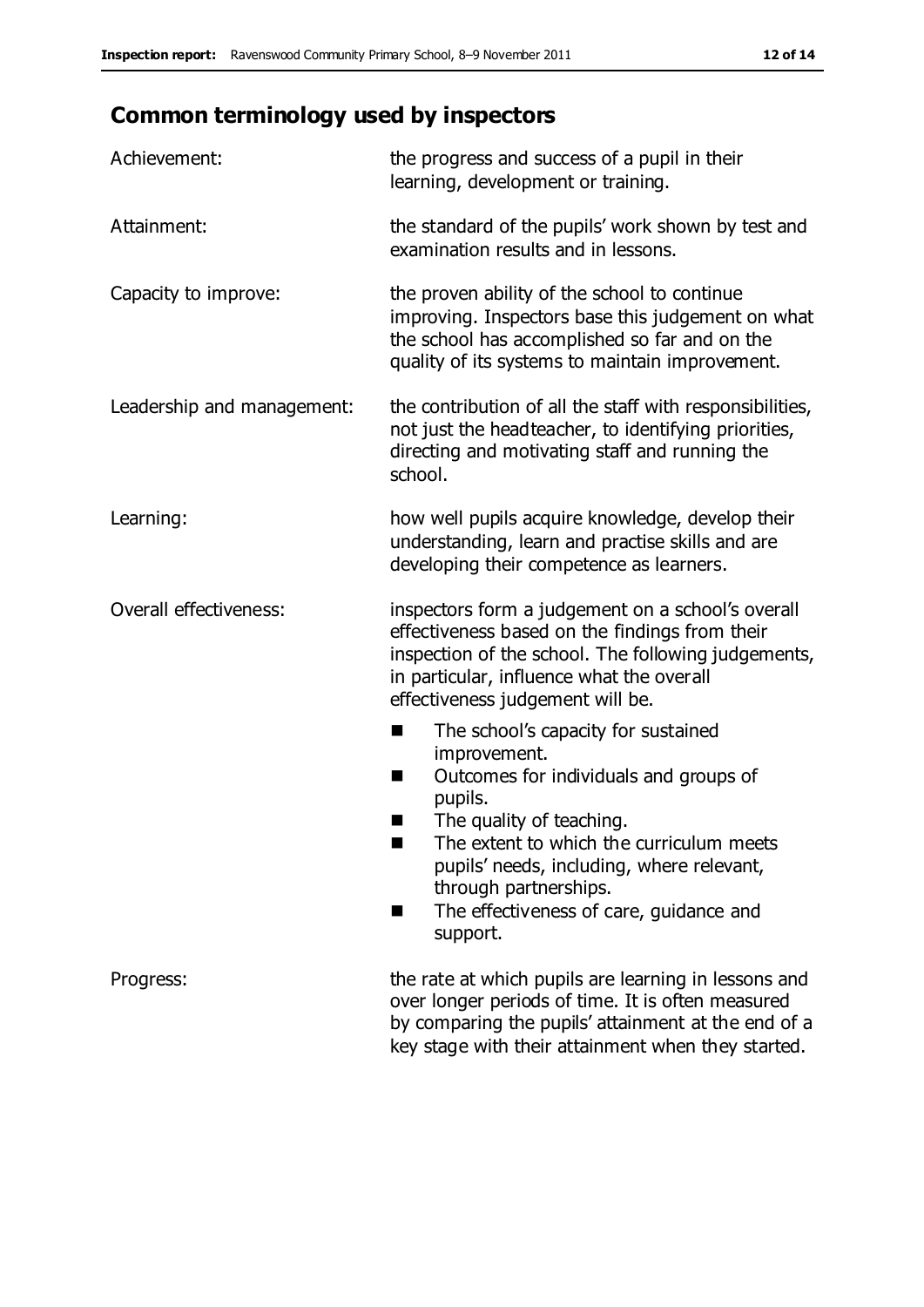## Common terminology used by inspectors

| | |
|---|---|
| Achievement: | the progress and success of a pupil in their learning, development or training. |
| Attainment: | the standard of the pupils' work shown by test and examination results and in lessons. |
| Capacity to improve: | the proven ability of the school to continue improving. Inspectors base this judgement on what the school has accomplished so far and on the quality of its systems to maintain improvement. |
| Leadership and management: | the contribution of all the staff with responsibilities, not just the headteacher, to identifying priorities, directing and motivating staff and running the school. |
| Learning: | how well pupils acquire knowledge, develop their understanding, learn and practise skills and are developing their competence as learners. |
| Overall effectiveness: | inspectors form a judgement on a school's overall effectiveness based on the findings from their inspection of the school. The following judgements, in particular, influence what the overall effectiveness judgement will be. |

- The school's capacity for sustained improvement.
- Outcomes for individuals and groups of pupils.
- The quality of teaching.
- The extent to which the curriculum meets pupils' needs, including, where relevant, through partnerships.
- The effectiveness of care, guidance and support.

| | |
|---|---|
| Progress: | the rate at which pupils are learning in lessons and over longer periods of time. It is often measured by comparing the pupils' attainment at the end of a key stage with their attainment when they started. |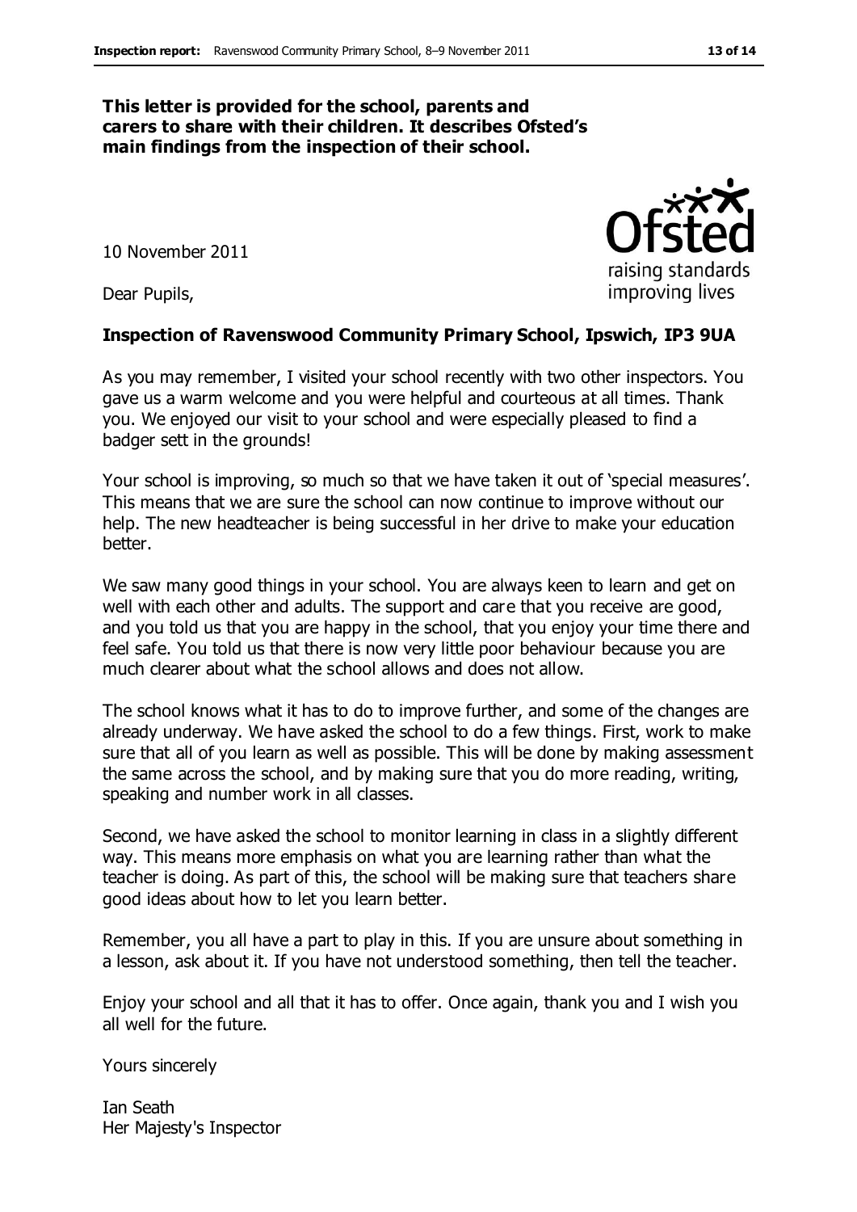**This letter is provided for the school, parents and carers to share with their children. It describes Ofsted's main findings from the inspection of their school.**

10 November 2011

Dear Pupils,

**Inspection of Ravenswood Community Primary School, Ipswich, IP3 9UA**

As you may remember, I visited your school recently with two other inspectors. You gave us a warm welcome and you were helpful and courteous at all times. Thank you. We enjoyed our visit to your school and were especially pleased to find a badger sett in the grounds!

Your school is improving, so much so that we have taken it out of 'special measures'. This means that we are sure the school can now continue to improve without our help. The new headteacher is being successful in her drive to make your education better.

We saw many good things in your school. You are always keen to learn and get on well with each other and adults. The support and care that you receive are good, and you told us that you are happy in the school, that you enjoy your time there and feel safe. You told us that there is now very little poor behaviour because you are much clearer about what the school allows and does not allow.

The school knows what it has to do to improve further, and some of the changes are already underway. We have asked the school to do a few things. First, work to make sure that all of you learn as well as possible. This will be done by making assessment the same across the school, and by making sure that you do more reading, writing, speaking and number work in all classes.

Second, we have asked the school to monitor learning in class in a slightly different way. This means more emphasis on what you are learning rather than what the teacher is doing. As part of this, the school will be making sure that teachers share good ideas about how to let you learn better.

Remember, you all have a part to play in this. If you are unsure about something in a lesson, ask about it. If you have not understood something, then tell the teacher.

Enjoy your school and all that it has to offer. Once again, thank you and I wish you all well for the future.

Yours sincerely

Ian Seath
Her Majesty's Inspector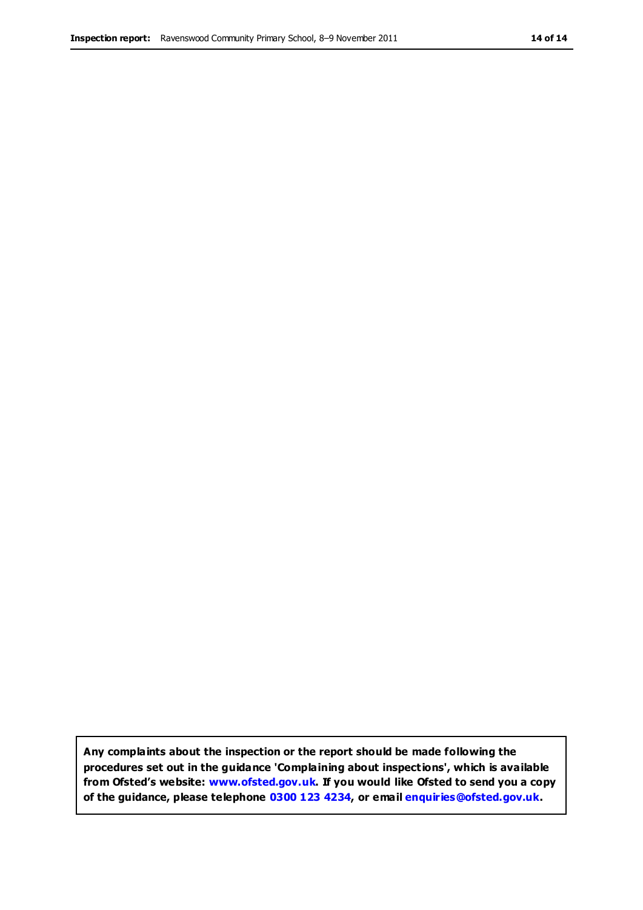**Any complaints about the inspection or the report should be made following the procedures set out in the guidance 'Complaining about inspections', which is available from Ofsted's website: www.ofsted.gov.uk. If you would like Ofsted to send you a copy of the guidance, please telephone 0300 123 4234, or email enquiries@ofsted.gov.uk.**